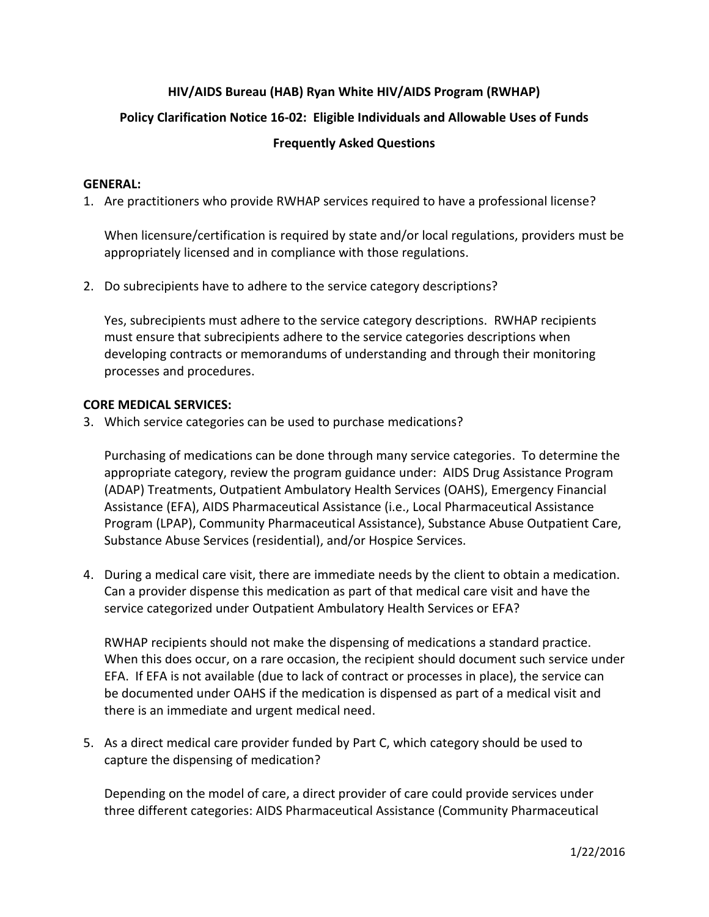# HIV/AIDS Bureau (HAB) Ryan White HIV/AIDS Program (RWHAP)

## Policy Clarification Notice 16-02: Eligible Individuals and Allowable Uses of Funds

## Frequently Asked Questions

**GENERAL:**

1. Are practitioners who provide RWHAP services required to have a professional license?

   When licensure/certification is required by state and/or local regulations, providers must be appropriately licensed and in compliance with those regulations.

2. Do subrecipients have to adhere to the service category descriptions?

   Yes, subrecipients must adhere to the service category descriptions. RWHAP recipients must ensure that subrecipients adhere to the service categories descriptions when developing contracts or memorandums of understanding and through their monitoring processes and procedures.

**CORE MEDICAL SERVICES:**

3. Which service categories can be used to purchase medications?

   Purchasing of medications can be done through many service categories. To determine the appropriate category, review the program guidance under: AIDS Drug Assistance Program (ADAP) Treatments, Outpatient Ambulatory Health Services (OAHS), Emergency Financial Assistance (EFA), AIDS Pharmaceutical Assistance (i.e., Local Pharmaceutical Assistance Program (LPAP), Community Pharmaceutical Assistance), Substance Abuse Outpatient Care, Substance Abuse Services (residential), and/or Hospice Services.

4. During a medical care visit, there are immediate needs by the client to obtain a medication. Can a provider dispense this medication as part of that medical care visit and have the service categorized under Outpatient Ambulatory Health Services or EFA?

   RWHAP recipients should not make the dispensing of medications a standard practice. When this does occur, on a rare occasion, the recipient should document such service under EFA. If EFA is not available (due to lack of contract or processes in place), the service can be documented under OAHS if the medication is dispensed as part of a medical visit and there is an immediate and urgent medical need.

5. As a direct medical care provider funded by Part C, which category should be used to capture the dispensing of medication?

   Depending on the model of care, a direct provider of care could provide services under three different categories: AIDS Pharmaceutical Assistance (Community Pharmaceutical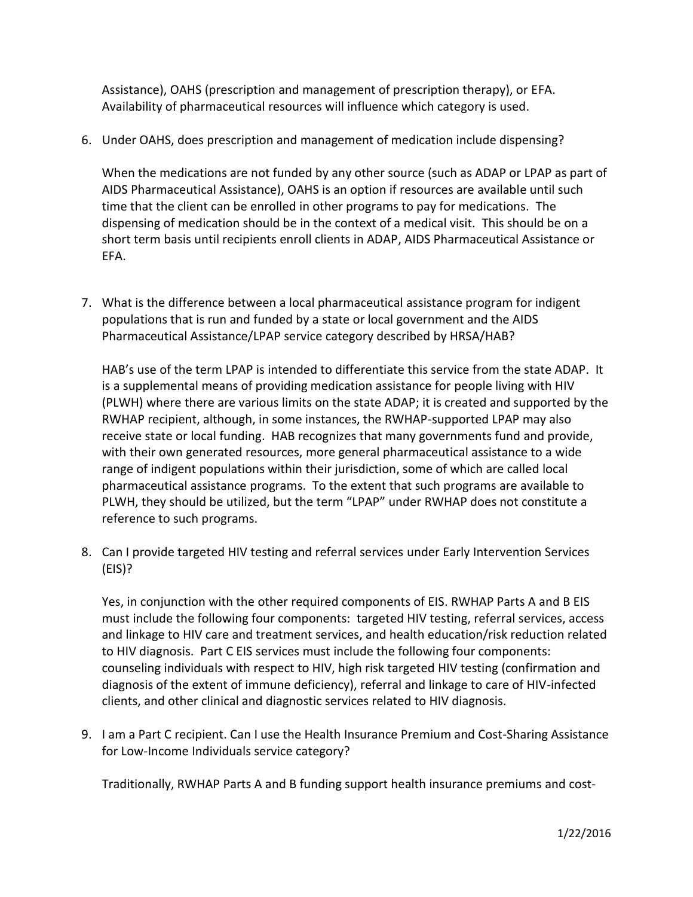Assistance), OAHS (prescription and management of prescription therapy), or EFA. Availability of pharmaceutical resources will influence which category is used.

6. Under OAHS, does prescription and management of medication include dispensing?

   When the medications are not funded by any other source (such as ADAP or LPAP as part of AIDS Pharmaceutical Assistance), OAHS is an option if resources are available until such time that the client can be enrolled in other programs to pay for medications. The dispensing of medication should be in the context of a medical visit. This should be on a short term basis until recipients enroll clients in ADAP, AIDS Pharmaceutical Assistance or EFA.

7. What is the difference between a local pharmaceutical assistance program for indigent populations that is run and funded by a state or local government and the AIDS Pharmaceutical Assistance/LPAP service category described by HRSA/HAB?

   HAB's use of the term LPAP is intended to differentiate this service from the state ADAP. It is a supplemental means of providing medication assistance for people living with HIV (PLWH) where there are various limits on the state ADAP; it is created and supported by the RWHAP recipient, although, in some instances, the RWHAP-supported LPAP may also receive state or local funding. HAB recognizes that many governments fund and provide, with their own generated resources, more general pharmaceutical assistance to a wide range of indigent populations within their jurisdiction, some of which are called local pharmaceutical assistance programs. To the extent that such programs are available to PLWH, they should be utilized, but the term "LPAP" under RWHAP does not constitute a reference to such programs.

8. Can I provide targeted HIV testing and referral services under Early Intervention Services (EIS)?

   Yes, in conjunction with the other required components of EIS. RWHAP Parts A and B EIS must include the following four components: targeted HIV testing, referral services, access and linkage to HIV care and treatment services, and health education/risk reduction related to HIV diagnosis. Part C EIS services must include the following four components: counseling individuals with respect to HIV, high risk targeted HIV testing (confirmation and diagnosis of the extent of immune deficiency), referral and linkage to care of HIV-infected clients, and other clinical and diagnostic services related to HIV diagnosis.

9. I am a Part C recipient. Can I use the Health Insurance Premium and Cost-Sharing Assistance for Low-Income Individuals service category?

   Traditionally, RWHAP Parts A and B funding support health insurance premiums and cost-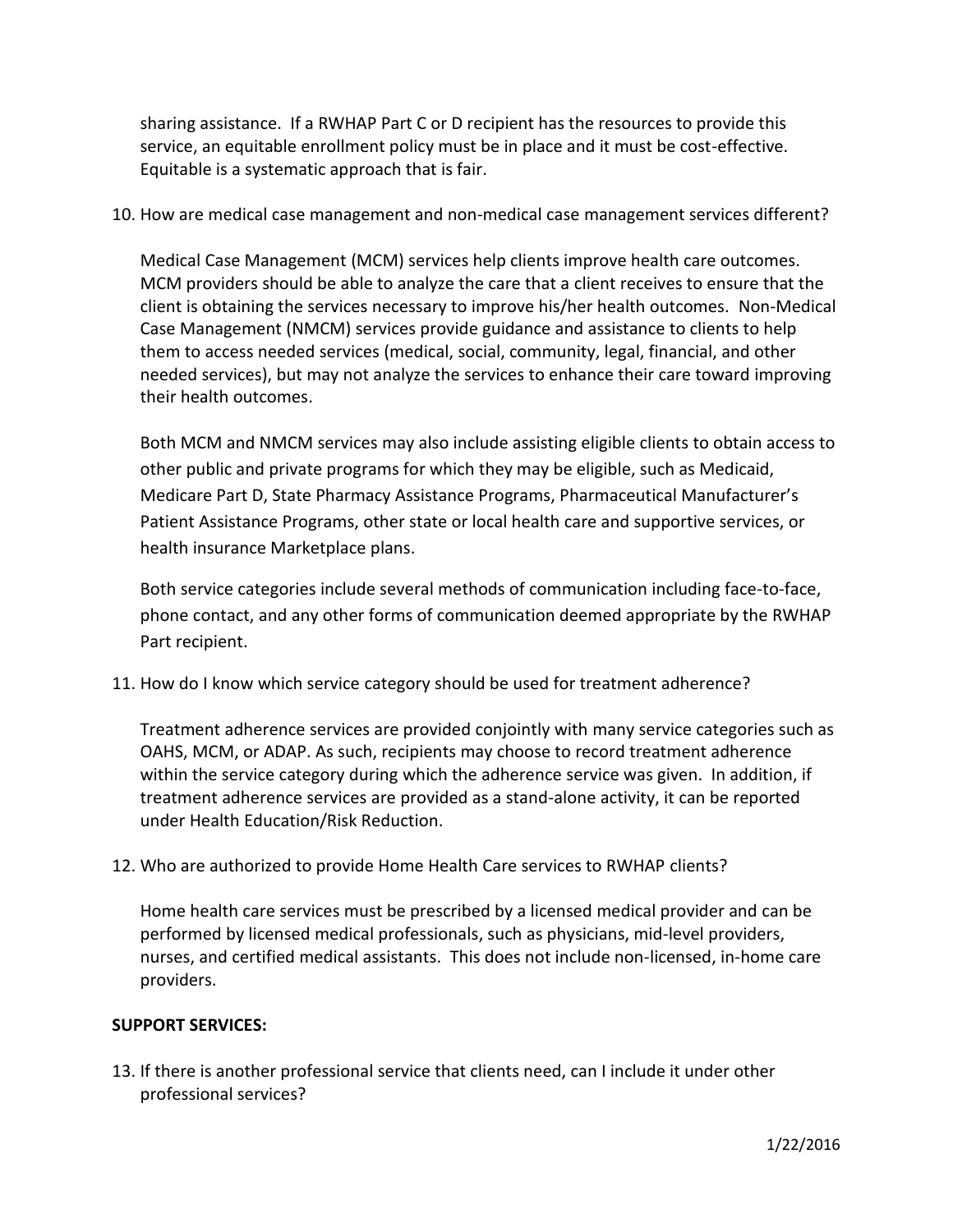sharing assistance. If a RWHAP Part C or D recipient has the resources to provide this service, an equitable enrollment policy must be in place and it must be cost-effective. Equitable is a systematic approach that is fair.

10. How are medical case management and non-medical case management services different?

    Medical Case Management (MCM) services help clients improve health care outcomes. MCM providers should be able to analyze the care that a client receives to ensure that the client is obtaining the services necessary to improve his/her health outcomes. Non-Medical Case Management (NMCM) services provide guidance and assistance to clients to help them to access needed services (medical, social, community, legal, financial, and other needed services), but may not analyze the services to enhance their care toward improving their health outcomes.

    Both MCM and NMCM services may also include assisting eligible clients to obtain access to other public and private programs for which they may be eligible, such as Medicaid, Medicare Part D, State Pharmacy Assistance Programs, Pharmaceutical Manufacturer's Patient Assistance Programs, other state or local health care and supportive services, or health insurance Marketplace plans.

    Both service categories include several methods of communication including face-to-face, phone contact, and any other forms of communication deemed appropriate by the RWHAP Part recipient.

11. How do I know which service category should be used for treatment adherence?

    Treatment adherence services are provided conjointly with many service categories such as OAHS, MCM, or ADAP. As such, recipients may choose to record treatment adherence within the service category during which the adherence service was given. In addition, if treatment adherence services are provided as a stand-alone activity, it can be reported under Health Education/Risk Reduction.

12. Who are authorized to provide Home Health Care services to RWHAP clients?

    Home health care services must be prescribed by a licensed medical provider and can be performed by licensed medical professionals, such as physicians, mid-level providers, nurses, and certified medical assistants. This does not include non-licensed, in-home care providers.

**SUPPORT SERVICES:**

13. If there is another professional service that clients need, can I include it under other professional services?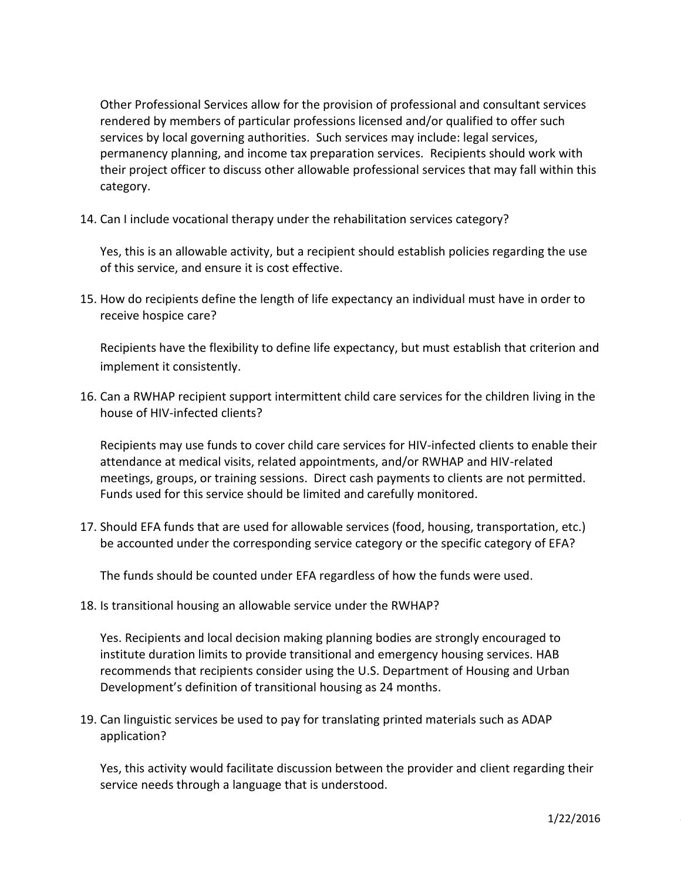Other Professional Services allow for the provision of professional and consultant services rendered by members of particular professions licensed and/or qualified to offer such services by local governing authorities. Such services may include: legal services, permanency planning, and income tax preparation services. Recipients should work with their project officer to discuss other allowable professional services that may fall within this category.

14. Can I include vocational therapy under the rehabilitation services category?

    Yes, this is an allowable activity, but a recipient should establish policies regarding the use of this service, and ensure it is cost effective.

15. How do recipients define the length of life expectancy an individual must have in order to receive hospice care?

    Recipients have the flexibility to define life expectancy, but must establish that criterion and implement it consistently.

16. Can a RWHAP recipient support intermittent child care services for the children living in the house of HIV-infected clients?

    Recipients may use funds to cover child care services for HIV-infected clients to enable their attendance at medical visits, related appointments, and/or RWHAP and HIV-related meetings, groups, or training sessions. Direct cash payments to clients are not permitted. Funds used for this service should be limited and carefully monitored.

17. Should EFA funds that are used for allowable services (food, housing, transportation, etc.) be accounted under the corresponding service category or the specific category of EFA?

    The funds should be counted under EFA regardless of how the funds were used.

18. Is transitional housing an allowable service under the RWHAP?

    Yes. Recipients and local decision making planning bodies are strongly encouraged to institute duration limits to provide transitional and emergency housing services. HAB recommends that recipients consider using the U.S. Department of Housing and Urban Development's definition of transitional housing as 24 months.

19. Can linguistic services be used to pay for translating printed materials such as ADAP application?

    Yes, this activity would facilitate discussion between the provider and client regarding their service needs through a language that is understood.

1/22/2016